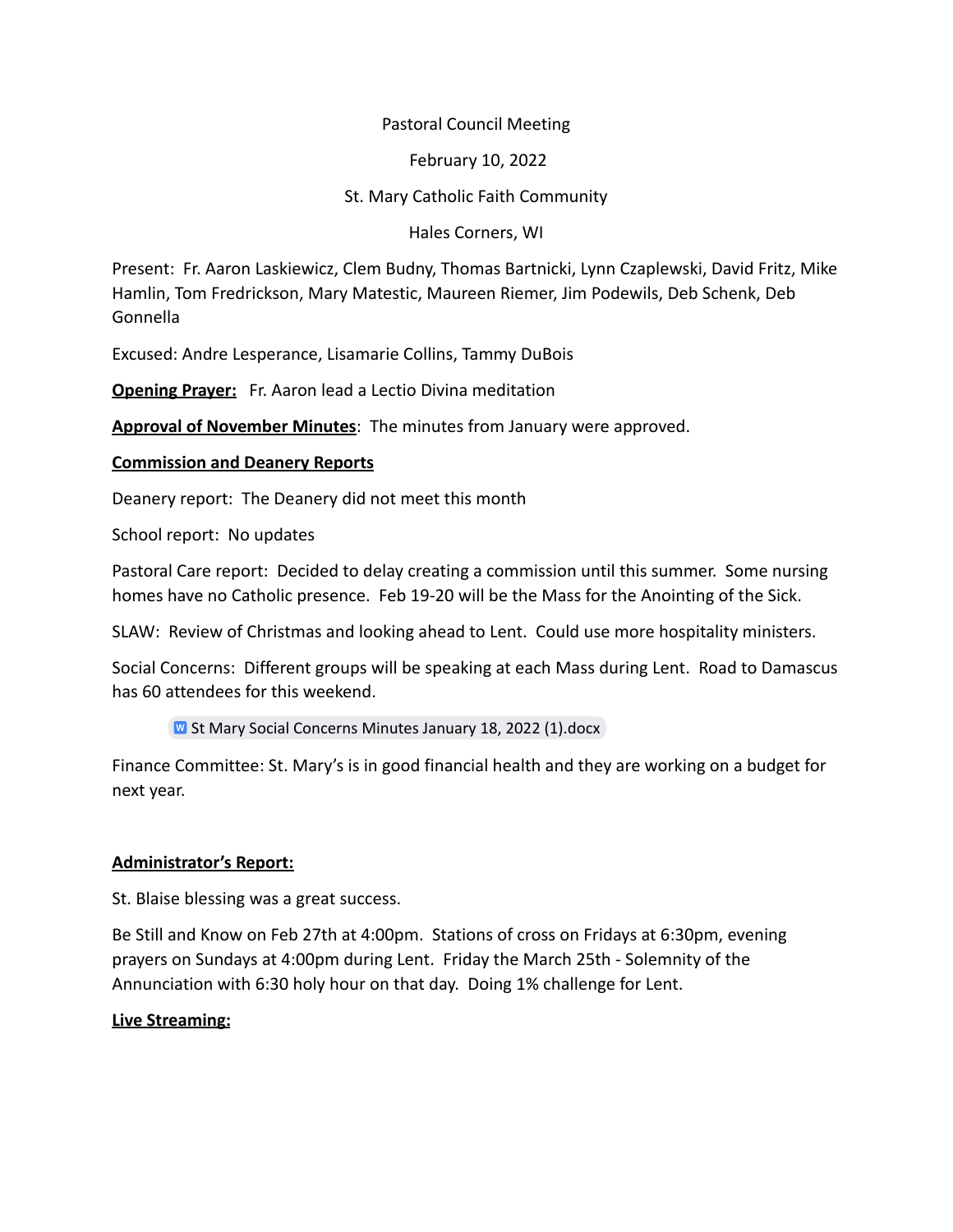Pastoral Council Meeting

February 10, 2022

St. Mary Catholic Faith Community

Hales Corners, WI

Present: Fr. Aaron Laskiewicz, Clem Budny, Thomas Bartnicki, Lynn Czaplewski, David Fritz, Mike Hamlin, Tom Fredrickson, Mary Matestic, Maureen Riemer, Jim Podewils, Deb Schenk, Deb Gonnella

Excused: Andre Lesperance, Lisamarie Collins, Tammy DuBois

**Opening Prayer:** Fr. Aaron lead a Lectio Divina meditation

**Approval of November Minutes**: The minutes from January were approved.

**Commission and Deanery Reports**

Deanery report: The Deanery did not meet this month

School report: No updates

Pastoral Care report: Decided to delay creating a commission until this summer. Some nursing homes have no Catholic presence. Feb 19-20 will be the Mass for the Anointing of the Sick.

SLAW: Review of Christmas and looking ahead to Lent. Could use more hospitality ministers.

Social Concerns: Different groups will be speaking at each Mass during Lent. Road to Damascus has 60 attendees for this weekend.

St Mary Social Concerns Minutes January 18, 2022 (1).docx

Finance Committee: St. Mary's is in good financial health and they are working on a budget for next year.

**Administrator's Report:**

St. Blaise blessing was a great success.

Be Still and Know on Feb 27th at 4:00pm. Stations of cross on Fridays at 6:30pm, evening prayers on Sundays at 4:00pm during Lent. Friday the March 25th - Solemnity of the Annunciation with 6:30 holy hour on that day. Doing 1% challenge for Lent.

**Live Streaming:**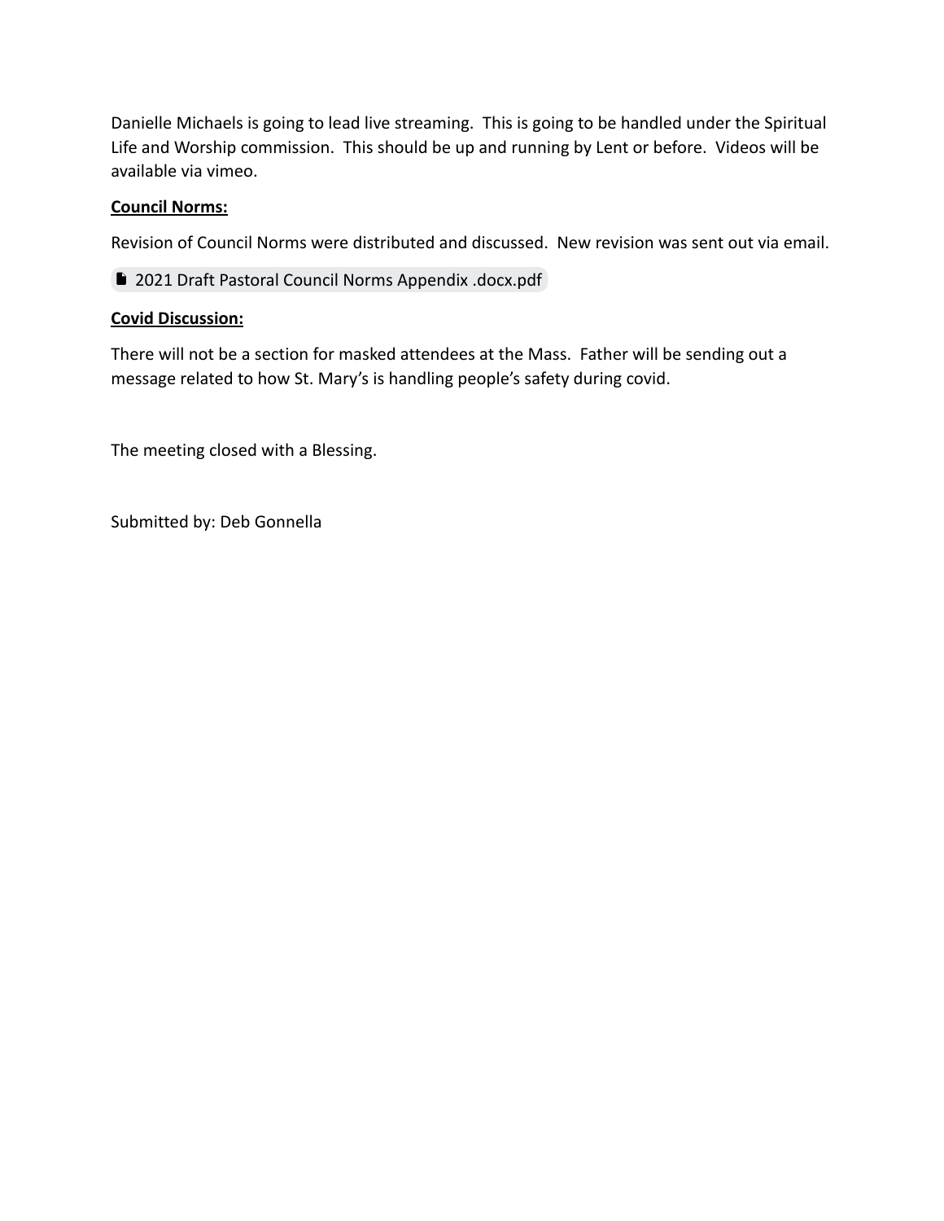Danielle Michaels is going to lead live streaming. This is going to be handled under the Spiritual Life and Worship commission. This should be up and running by Lent or before. Videos will be available via vimeo.

**Council Norms:**

Revision of Council Norms were distributed and discussed. New revision was sent out via email.

2021 Draft Pastoral Council Norms Appendix .docx.pdf

**Covid Discussion:**

There will not be a section for masked attendees at the Mass. Father will be sending out a message related to how St. Mary's is handling people's safety during covid.

The meeting closed with a Blessing.

Submitted by: Deb Gonnella